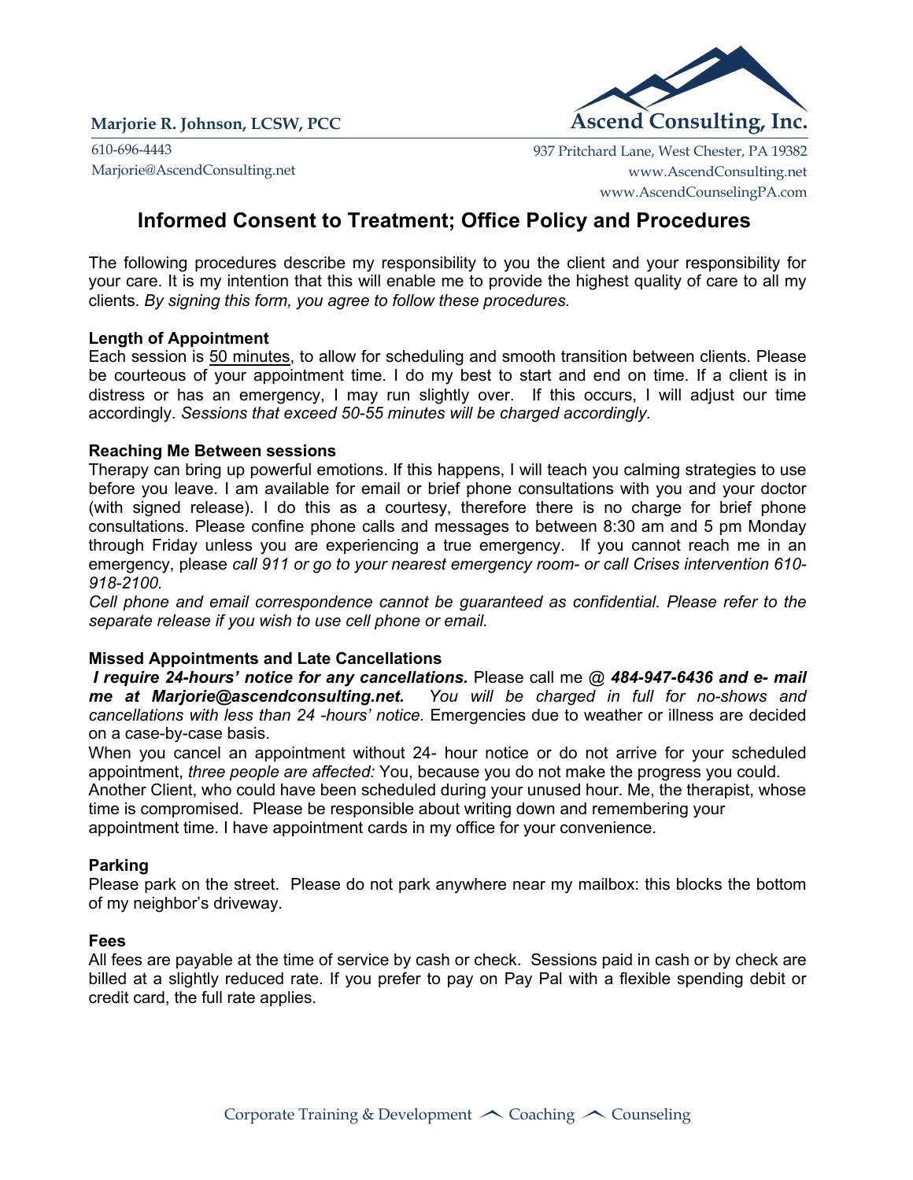**Marjorie R. Johnson, LCSW, PCC**

**Ascend Consulting, Inc.**

610-696-4443
Marjorie@AscendConsulting.net

937 Pritchard Lane, West Chester, PA 19382
www.AscendConsulting.net
www.AscendCounselingPA.com

# Informed Consent to Treatment; Office Policy and Procedures

The following procedures describe my responsibility to you the client and your responsibility for your care. It is my intention that this will enable me to provide the highest quality of care to all my clients. *By signing this form, you agree to follow these procedures.*

**Length of Appointment**

Each session is 50 minutes, to allow for scheduling and smooth transition between clients. Please be courteous of your appointment time. I do my best to start and end on time. If a client is in distress or has an emergency, I may run slightly over. If this occurs, I will adjust our time accordingly. *Sessions that exceed 50-55 minutes will be charged accordingly.*

**Reaching Me Between sessions**

Therapy can bring up powerful emotions. If this happens, I will teach you calming strategies to use before you leave. I am available for email or brief phone consultations with you and your doctor (with signed release). I do this as a courtesy, therefore there is no charge for brief phone consultations. Please confine phone calls and messages to between 8:30 am and 5 pm Monday through Friday unless you are experiencing a true emergency. If you cannot reach me in an emergency, please *call 911 or go to your nearest emergency room- or call Crises intervention 610-918-2100.*

*Cell phone and email correspondence cannot be guaranteed as confidential. Please refer to the separate release if you wish to use cell phone or email.*

**Missed Appointments and Late Cancellations**

***I require 24-hours' notice for any cancellations.*** Please call me @ ***484-947-6436 and e- mail me at Marjorie@ascendconsulting.net.*** *You will be charged in full for no-shows and cancellations with less than 24 -hours' notice.* Emergencies due to weather or illness are decided on a case-by-case basis.

When you cancel an appointment without 24- hour notice or do not arrive for your scheduled appointment, *three people are affected:* You, because you do not make the progress you could. Another Client, who could have been scheduled during your unused hour. Me, the therapist, whose time is compromised. Please be responsible about writing down and remembering your appointment time. I have appointment cards in my office for your convenience.

**Parking**

Please park on the street. Please do not park anywhere near my mailbox: this blocks the bottom of my neighbor's driveway.

**Fees**

All fees are payable at the time of service by cash or check. Sessions paid in cash or by check are billed at a slightly reduced rate. If you prefer to pay on Pay Pal with a flexible spending debit or credit card, the full rate applies.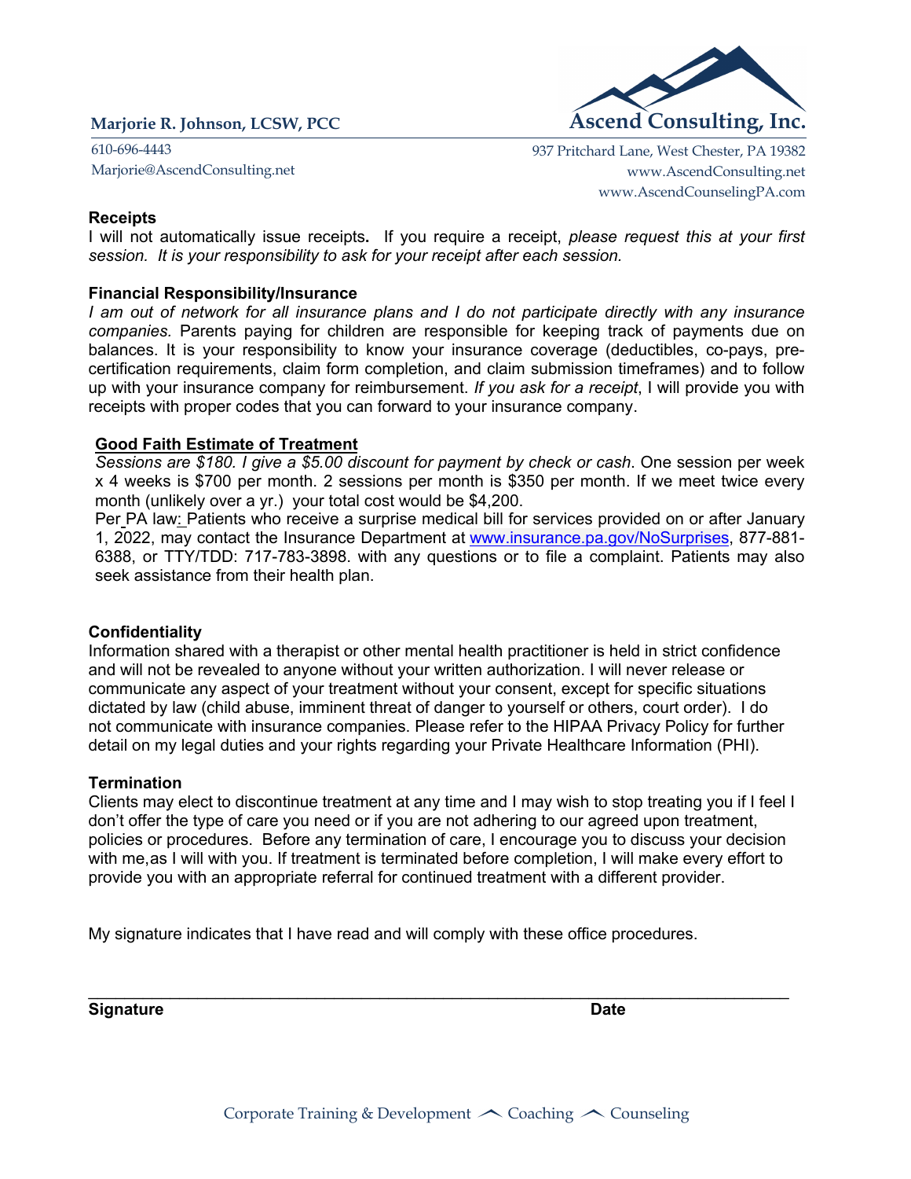**Marjorie R. Johnson, LCSW, PCC**

610-696-4443
Marjorie@AscendConsulting.net

**Ascend Consulting, Inc.**

937 Pritchard Lane, West Chester, PA 19382
www.AscendConsulting.net
www.AscendCounselingPA.com

**Receipts**

I will not automatically issue receipts**.** If you require a receipt, *please request this at your first session. It is your responsibility to ask for your receipt after each session.*

**Financial Responsibility/Insurance**

*I am out of network for all insurance plans and I do not participate directly with any insurance companies.* Parents paying for children are responsible for keeping track of payments due on balances. It is your responsibility to know your insurance coverage (deductibles, co-pays, pre-certification requirements, claim form completion, and claim submission timeframes) and to follow up with your insurance company for reimbursement. *If you ask for a receipt*, I will provide you with receipts with proper codes that you can forward to your insurance company.

**Good Faith Estimate of Treatment**

*Sessions are $180. I give a $5.00 discount for payment by check or cash*. One session per week x 4 weeks is $700 per month. 2 sessions per month is $350 per month. If we meet twice every month (unlikely over a yr.) your total cost would be $4,200.

Per PA law: Patients who receive a surprise medical bill for services provided on or after January 1, 2022, may contact the Insurance Department at www.insurance.pa.gov/NoSurprises, 877-881-6388, or TTY/TDD: 717-783-3898. with any questions or to file a complaint. Patients may also seek assistance from their health plan.

**Confidentiality**

Information shared with a therapist or other mental health practitioner is held in strict confidence and will not be revealed to anyone without your written authorization. I will never release or communicate any aspect of your treatment without your consent, except for specific situations dictated by law (child abuse, imminent threat of danger to yourself or others, court order). I do not communicate with insurance companies. Please refer to the HIPAA Privacy Policy for further detail on my legal duties and your rights regarding your Private Healthcare Information (PHI).

**Termination**

Clients may elect to discontinue treatment at any time and I may wish to stop treating you if I feel I don't offer the type of care you need or if you are not adhering to our agreed upon treatment, policies or procedures. Before any termination of care, I encourage you to discuss your decision with me,as I will with you. If treatment is terminated before completion, I will make every effort to provide you with an appropriate referral for continued treatment with a different provider.

My signature indicates that I have read and will comply with these office procedures.

\_\_\_\_\_\_\_\_\_\_\_\_\_\_\_\_\_\_\_\_\_\_\_\_\_\_\_\_\_\_\_\_\_\_\_\_\_\_\_\_\_\_\_\_\_\_\_\_\_\_\_\_\_\_\_\_\_\_\_\_\_\_\_\_\_\_\_\_\_\_

**Signature** **Date**

Corporate Training & Development ⌃ Coaching ⌃ Counseling